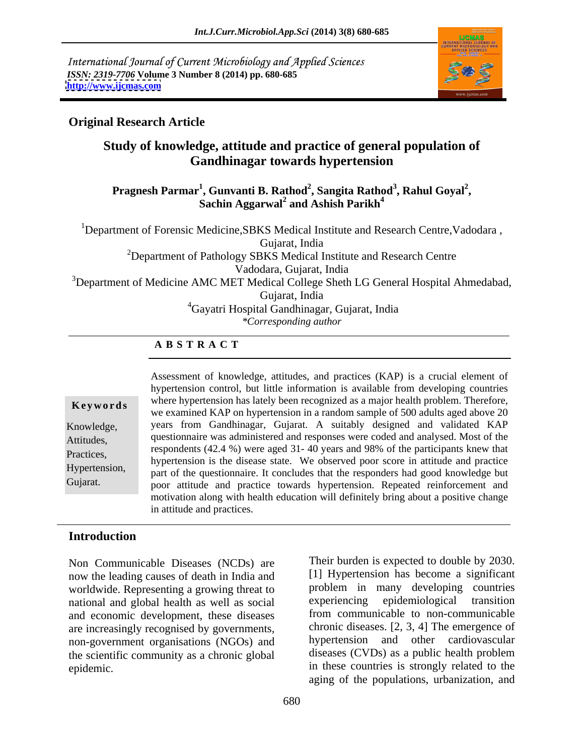*International Journal of Current Microbiology and Applied Sciences*
*ISSN: 2319-7706* **Volume 3 Number 8 (2014) pp. 680-685**
**http://www.ijcmas.com**

**Original Research Article**

# Study of knowledge, attitude and practice of general population of Gandhinagar towards hypertension

**Pragnesh Parmar[1], Gunvanti B. Rathod[2], Sangita Rathod[3], Rahul Goyal[2], Sachin Aggarwal[2] and Ashish Parikh[4]**

[1]Department of Forensic Medicine,SBKS Medical Institute and Research Centre,Vadodara , Gujarat, India

[2]Department of Pathology SBKS Medical Institute and Research Centre Vadodara, Gujarat, India

[3]Department of Medicine AMC MET Medical College Sheth LG General Hospital Ahmedabad, Gujarat, India

[4]Gayatri Hospital Gandhinagar, Gujarat, India

*\*Corresponding author*

## ABSTRACT

**Keywords**

Knowledge, Attitudes, Practices, Hypertension, Gujarat.

Assessment of knowledge, attitudes, and practices (KAP) is a crucial element of hypertension control, but little information is available from developing countries where hypertension has lately been recognized as a major health problem. Therefore, we examined KAP on hypertension in a random sample of 500 adults aged above 20 years from Gandhinagar, Gujarat. A suitably designed and validated KAP questionnaire was administered and responses were coded and analysed. Most of the respondents (42.4 %) were aged 31- 40 years and 98% of the participants knew that hypertension is the disease state. We observed poor score in attitude and practice part of the questionnaire. It concludes that the responders had good knowledge but poor attitude and practice towards hypertension. Repeated reinforcement and motivation along with health education will definitely bring about a positive change in attitude and practices.

## Introduction

Non Communicable Diseases (NCDs) are now the leading causes of death in India and worldwide. Representing a growing threat to national and global health as well as social and economic development, these diseases are increasingly recognised by governments, non-government organisations (NGOs) and the scientific community as a chronic global epidemic.

Their burden is expected to double by 2030. [1] Hypertension has become a significant problem in many developing countries experiencing epidemiological transition from communicable to non-communicable chronic diseases. [2, 3, 4] The emergence of hypertension and other cardiovascular diseases (CVDs) as a public health problem in these countries is strongly related to the aging of the populations, urbanization, and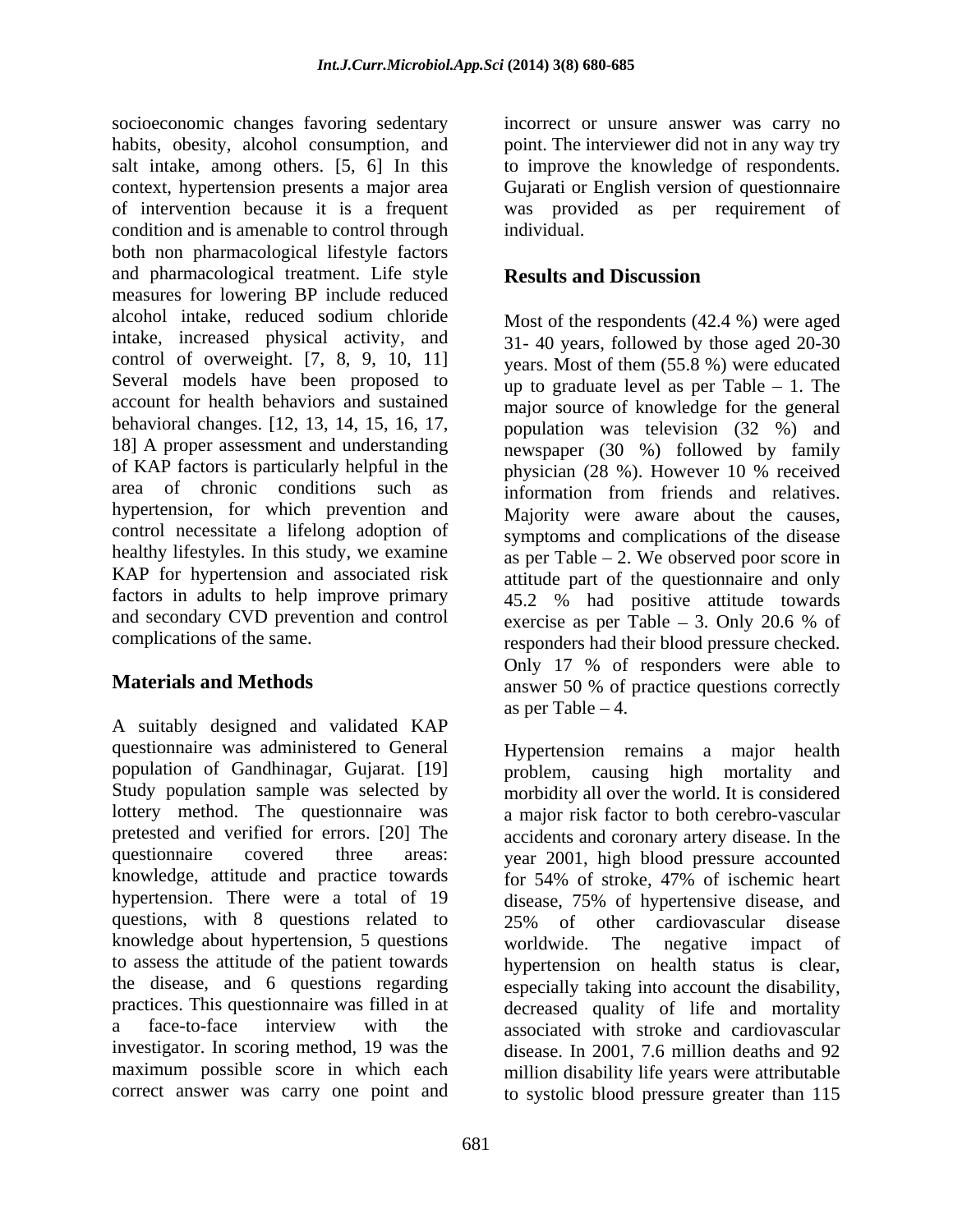socioeconomic changes favoring sedentary habits, obesity, alcohol consumption, and salt intake, among others. [5, 6] In this context, hypertension presents a major area of intervention because it is a frequent condition and is amenable to control through both non pharmacological lifestyle factors and pharmacological treatment. Life style measures for lowering BP include reduced alcohol intake, reduced sodium chloride intake, increased physical activity, and control of overweight. [7, 8, 9, 10, 11] Several models have been proposed to account for health behaviors and sustained behavioral changes. [12, 13, 14, 15, 16, 17, 18] A proper assessment and understanding of KAP factors is particularly helpful in the area of chronic conditions such as hypertension, for which prevention and control necessitate a lifelong adoption of healthy lifestyles. In this study, we examine KAP for hypertension and associated risk factors in adults to help improve primary and secondary CVD prevention and control complications of the same.

## Materials and Methods

A suitably designed and validated KAP questionnaire was administered to General population of Gandhinagar, Gujarat. [19] Study population sample was selected by lottery method. The questionnaire was pretested and verified for errors. [20] The questionnaire covered three areas: knowledge, attitude and practice towards hypertension. There were a total of 19 questions, with 8 questions related to knowledge about hypertension, 5 questions to assess the attitude of the patient towards the disease, and 6 questions regarding practices. This questionnaire was filled in at a face-to-face interview with the investigator. In scoring method, 19 was the maximum possible score in which each correct answer was carry one point and incorrect or unsure answer was carry no point. The interviewer did not in any way try to improve the knowledge of respondents. Gujarati or English version of questionnaire was provided as per requirement of individual.

## Results and Discussion

Most of the respondents (42.4 %) were aged 31- 40 years, followed by those aged 20-30 years. Most of them (55.8 %) were educated up to graduate level as per Table – 1. The major source of knowledge for the general population was television (32 %) and newspaper (30 %) followed by family physician (28 %). However 10 % received information from friends and relatives. Majority were aware about the causes, symptoms and complications of the disease as per Table – 2. We observed poor score in attitude part of the questionnaire and only 45.2 % had positive attitude towards exercise as per Table – 3. Only 20.6 % of responders had their blood pressure checked. Only 17 % of responders were able to answer 50 % of practice questions correctly as per Table – 4.

Hypertension remains a major health problem, causing high mortality and morbidity all over the world. It is considered a major risk factor to both cerebro-vascular accidents and coronary artery disease. In the year 2001, high blood pressure accounted for 54% of stroke, 47% of ischemic heart disease, 75% of hypertensive disease, and 25% of other cardiovascular disease worldwide. The negative impact of hypertension on health status is clear, especially taking into account the disability, decreased quality of life and mortality associated with stroke and cardiovascular disease. In 2001, 7.6 million deaths and 92 million disability life years were attributable to systolic blood pressure greater than 115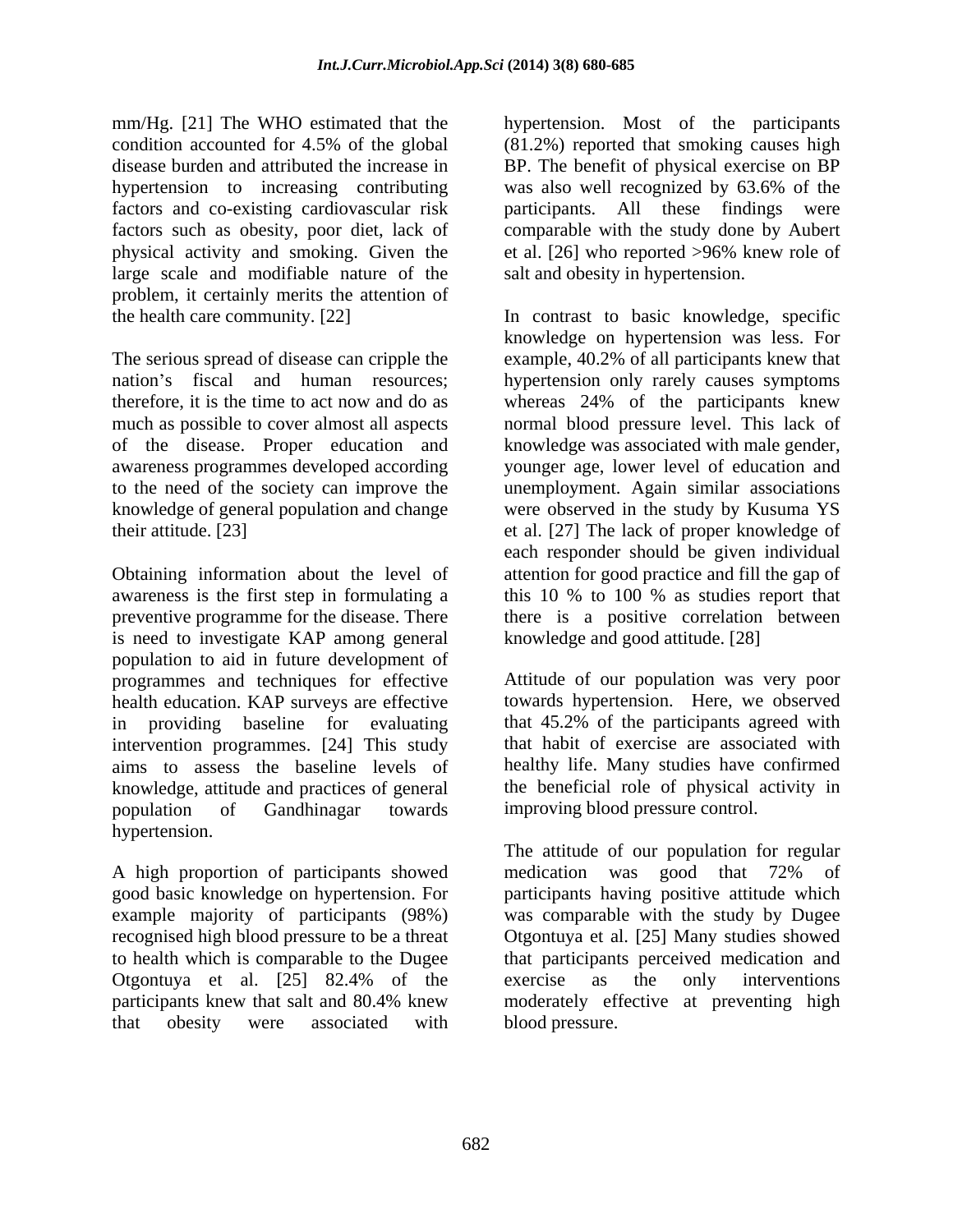mm/Hg. [21] The WHO estimated that the condition accounted for 4.5% of the global disease burden and attributed the increase in hypertension to increasing contributing factors and co-existing cardiovascular risk factors such as obesity, poor diet, lack of physical activity and smoking. Given the large scale and modifiable nature of the problem, it certainly merits the attention of the health care community. [22]

The serious spread of disease can cripple the nation's fiscal and human resources; therefore, it is the time to act now and do as much as possible to cover almost all aspects of the disease. Proper education and awareness programmes developed according to the need of the society can improve the knowledge of general population and change their attitude. [23]

Obtaining information about the level of awareness is the first step in formulating a preventive programme for the disease. There is need to investigate KAP among general population to aid in future development of programmes and techniques for effective health education. KAP surveys are effective in providing baseline for evaluating intervention programmes. [24] This study aims to assess the baseline levels of knowledge, attitude and practices of general population of Gandhinagar towards hypertension.

A high proportion of participants showed good basic knowledge on hypertension. For example majority of participants (98%) recognised high blood pressure to be a threat to health which is comparable to the Dugee Otgontuya et al. [25] 82.4% of the participants knew that salt and 80.4% knew that obesity were associated with hypertension. Most of the participants (81.2%) reported that smoking causes high BP. The benefit of physical exercise on BP was also well recognized by 63.6% of the participants. All these findings were comparable with the study done by Aubert et al. [26] who reported >96% knew role of salt and obesity in hypertension.

In contrast to basic knowledge, specific knowledge on hypertension was less. For example, 40.2% of all participants knew that hypertension only rarely causes symptoms whereas 24% of the participants knew normal blood pressure level. This lack of knowledge was associated with male gender, younger age, lower level of education and unemployment. Again similar associations were observed in the study by Kusuma YS et al. [27] The lack of proper knowledge of each responder should be given individual attention for good practice and fill the gap of this 10 % to 100 % as studies report that there is a positive correlation between knowledge and good attitude. [28]

Attitude of our population was very poor towards hypertension. Here, we observed that 45.2% of the participants agreed with that habit of exercise are associated with healthy life. Many studies have confirmed the beneficial role of physical activity in improving blood pressure control.

The attitude of our population for regular medication was good that 72% of participants having positive attitude which was comparable with the study by Dugee Otgontuya et al. [25] Many studies showed that participants perceived medication and exercise as the only interventions moderately effective at preventing high blood pressure.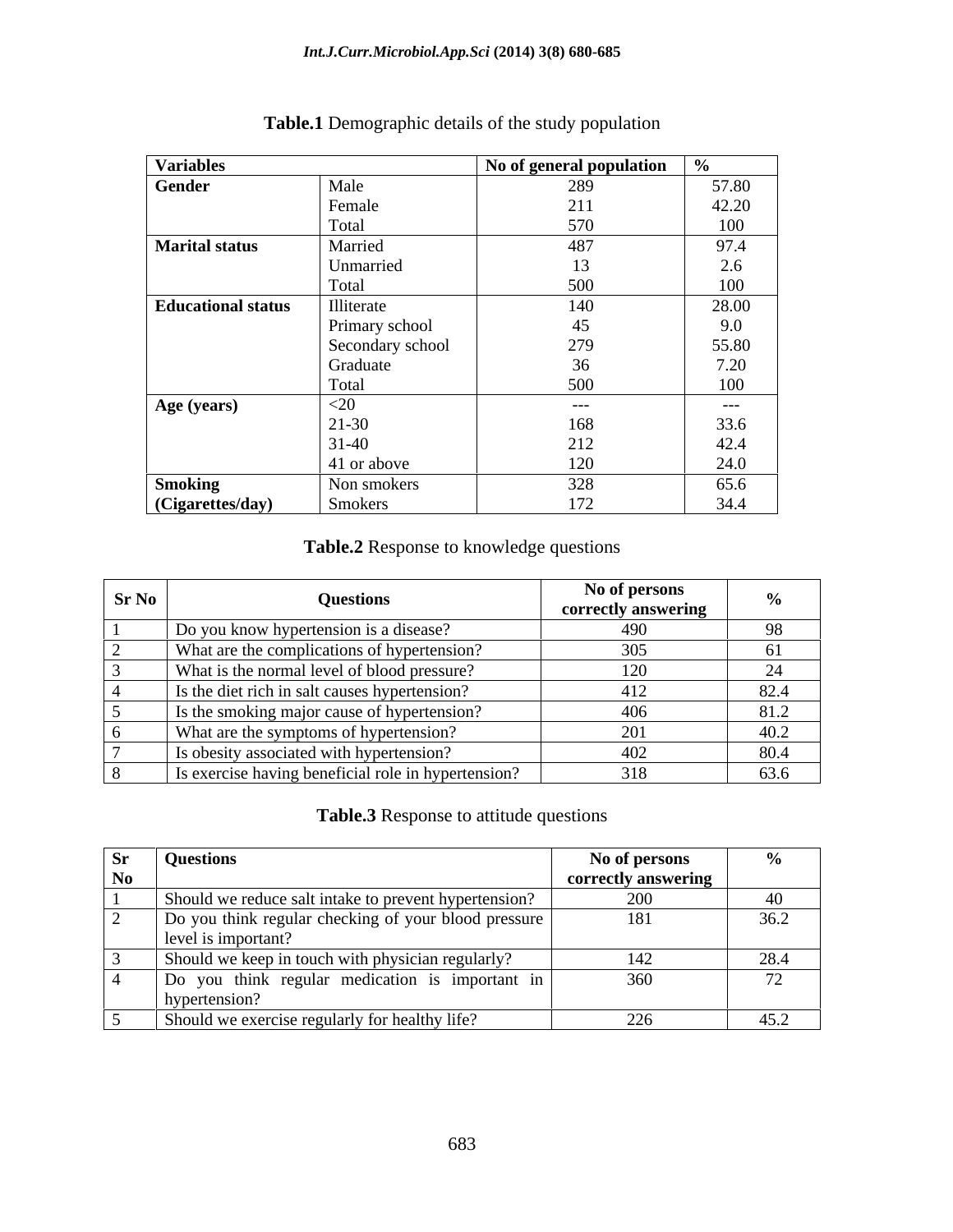**Table.1** Demographic details of the study population

| Variables | | No of general population | % |
|---|---|---|---|
| **Gender** | Male | 289 | 57.80 |
| | Female | 211 | 42.20 |
| | Total | 570 | 100 |
| **Marital status** | Married | 487 | 97.4 |
| | Unmarried | 13 | 2.6 |
| | Total | 500 | 100 |
| **Educational status** | Illiterate | 140 | 28.00 |
| | Primary school | 45 | 9.0 |
| | Secondary school | 279 | 55.80 |
| | Graduate | 36 | 7.20 |
| | Total | 500 | 100 |
| **Age (years)** | <20 | --- | --- |
| | 21-30 | 168 | 33.6 |
| | 31-40 | 212 | 42.4 |
| | 41 or above | 120 | 24.0 |
| **Smoking (Cigarettes/day)** | Non smokers | 328 | 65.6 |
| | Smokers | 172 | 34.4 |

**Table.2** Response to knowledge questions

| Sr No | Questions | No of persons correctly answering | % |
|---|---|---|---|
| 1 | Do you know hypertension is a disease? | 490 | 98 |
| 2 | What are the complications of hypertension? | 305 | 61 |
| 3 | What is the normal level of blood pressure? | 120 | 24 |
| 4 | Is the diet rich in salt causes hypertension? | 412 | 82.4 |
| 5 | Is the smoking major cause of hypertension? | 406 | 81.2 |
| 6 | What are the symptoms of hypertension? | 201 | 40.2 |
| 7 | Is obesity associated with hypertension? | 402 | 80.4 |
| 8 | Is exercise having beneficial role in hypertension? | 318 | 63.6 |

**Table.3** Response to attitude questions

| Sr No | Questions | No of persons correctly answering | % |
|---|---|---|---|
| 1 | Should we reduce salt intake to prevent hypertension? | 200 | 40 |
| 2 | Do you think regular checking of your blood pressure level is important? | 181 | 36.2 |
| 3 | Should we keep in touch with physician regularly? | 142 | 28.4 |
| 4 | Do you think regular medication is important in hypertension? | 360 | 72 |
| 5 | Should we exercise regularly for healthy life? | 226 | 45.2 |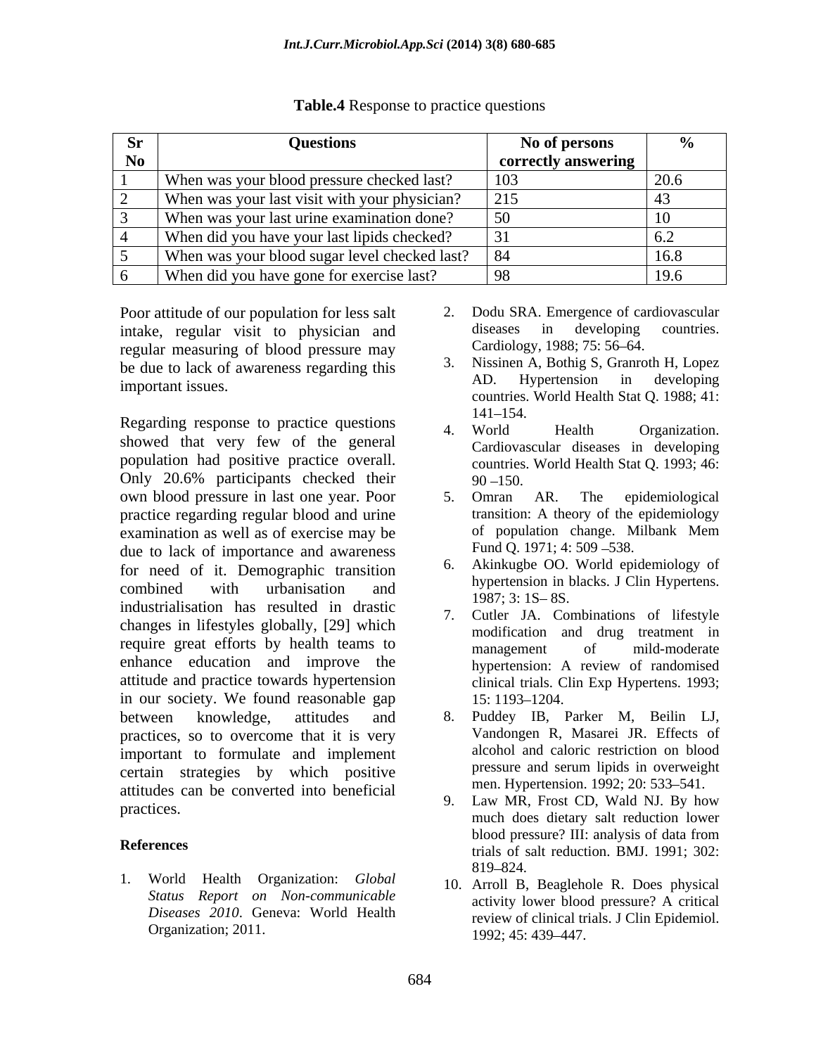**Table.4** Response to practice questions

| Sr No | Questions | No of persons correctly answering | % |
|---|---|---|---|
| 1 | When was your blood pressure checked last? | 103 | 20.6 |
| 2 | When was your last visit with your physician? | 215 | 43 |
| 3 | When was your last urine examination done? | 50 | 10 |
| 4 | When did you have your last lipids checked? | 31 | 6.2 |
| 5 | When was your blood sugar level checked last? | 84 | 16.8 |
| 6 | When did you have gone for exercise last? | 98 | 19.6 |

Poor attitude of our population for less salt intake, regular visit to physician and regular measuring of blood pressure may be due to lack of awareness regarding this important issues.

Regarding response to practice questions showed that very few of the general population had positive practice overall. Only 20.6% participants checked their own blood pressure in last one year. Poor practice regarding regular blood and urine examination as well as of exercise may be due to lack of importance and awareness for need of it. Demographic transition combined with urbanisation and industrialisation has resulted in drastic changes in lifestyles globally, [29] which require great efforts by health teams to enhance education and improve the attitude and practice towards hypertension in our society. We found reasonable gap between knowledge, attitudes and practices, so to overcome that it is very important to formulate and implement certain strategies by which positive attitudes can be converted into beneficial practices.

## References

1. World Health Organization: *Global Status Report on Non-communicable Diseases 2010*. Geneva: World Health Organization; 2011.
2. Dodu SRA. Emergence of cardiovascular diseases in developing countries. Cardiology, 1988; 75: 56–64.
3. Nissinen A, Bothig S, Granroth H, Lopez AD. Hypertension in developing countries. World Health Stat Q. 1988; 41: 141–154.
4. World Health Organization. Cardiovascular diseases in developing countries. World Health Stat Q. 1993; 46: 90 –150.
5. Omran AR. The epidemiological transition: A theory of the epidemiology of population change. Milbank Mem Fund Q. 1971; 4: 509 –538.
6. Akinkugbe OO. World epidemiology of hypertension in blacks. J Clin Hypertens. 1987; 3: 1S– 8S.
7. Cutler JA. Combinations of lifestyle modification and drug treatment in management of mild-moderate hypertension: A review of randomised clinical trials. Clin Exp Hypertens. 1993; 15: 1193–1204.
8. Puddey IB, Parker M, Beilin LJ, Vandongen R, Masarei JR. Effects of alcohol and caloric restriction on blood pressure and serum lipids in overweight men. Hypertension. 1992; 20: 533–541.
9. Law MR, Frost CD, Wald NJ. By how much does dietary salt reduction lower blood pressure? III: analysis of data from trials of salt reduction. BMJ. 1991; 302: 819–824.
10. Arroll B, Beaglehole R. Does physical activity lower blood pressure? A critical review of clinical trials. J Clin Epidemiol. 1992; 45: 439–447.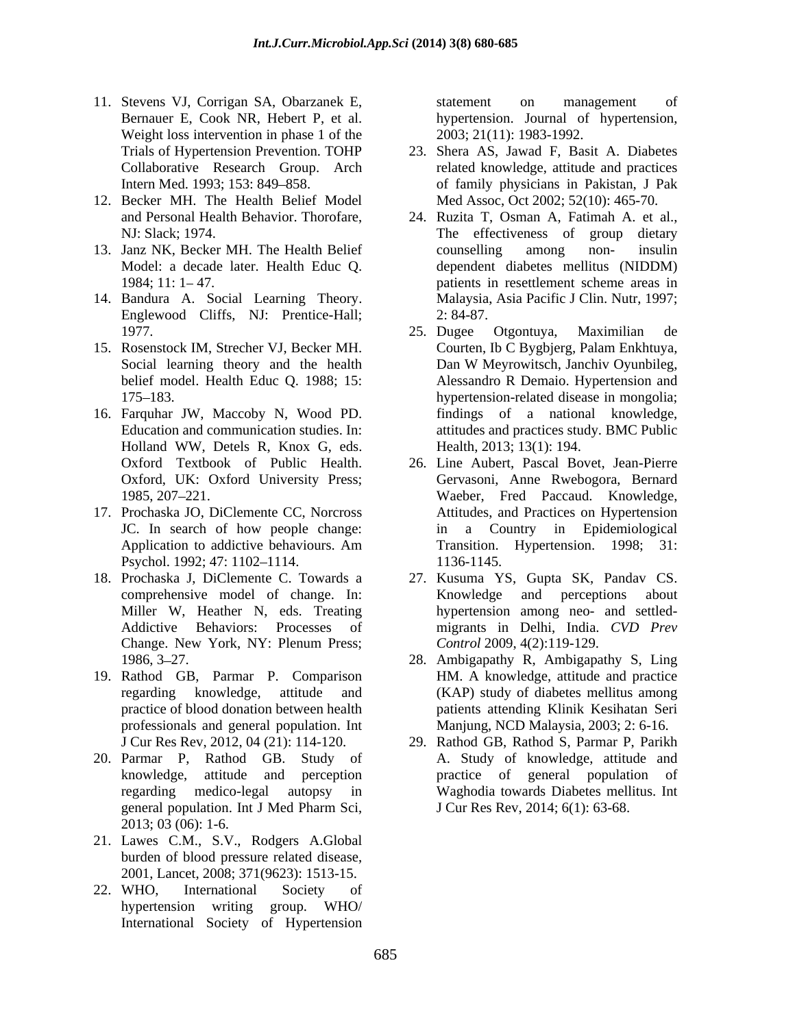11. Stevens VJ, Corrigan SA, Obarzanek E, Bernauer E, Cook NR, Hebert P, et al. Weight loss intervention in phase 1 of the Trials of Hypertension Prevention. TOHP Collaborative Research Group. Arch Intern Med. 1993; 153: 849–858.
12. Becker MH. The Health Belief Model and Personal Health Behavior. Thorofare, NJ: Slack; 1974.
13. Janz NK, Becker MH. The Health Belief Model: a decade later. Health Educ Q. 1984; 11: 1– 47.
14. Bandura A. Social Learning Theory. Englewood Cliffs, NJ: Prentice-Hall; 1977.
15. Rosenstock IM, Strecher VJ, Becker MH. Social learning theory and the health belief model. Health Educ Q. 1988; 15: 175–183.
16. Farquhar JW, Maccoby N, Wood PD. Education and communication studies. In: Holland WW, Detels R, Knox G, eds. Oxford Textbook of Public Health. Oxford, UK: Oxford University Press; 1985, 207–221.
17. Prochaska JO, DiClemente CC, Norcross JC. In search of how people change: Application to addictive behaviours. Am Psychol. 1992; 47: 1102–1114.
18. Prochaska J, DiClemente C. Towards a comprehensive model of change. In: Miller W, Heather N, eds. Treating Addictive Behaviors: Processes of Change. New York, NY: Plenum Press; 1986, 3–27.
19. Rathod GB, Parmar P. Comparison regarding knowledge, attitude and practice of blood donation between health professionals and general population. Int J Cur Res Rev, 2012, 04 (21): 114-120.
20. Parmar P, Rathod GB. Study of knowledge, attitude and perception regarding medico-legal autopsy in general population. Int J Med Pharm Sci, 2013; 03 (06): 1-6.
21. Lawes C.M., S.V., Rodgers A.Global burden of blood pressure related disease, 2001, Lancet, 2008; 371(9623): 1513-15.
22. WHO, International Society of hypertension writing group. WHO/ International Society of Hypertension statement on management of hypertension. Journal of hypertension, 2003; 21(11): 1983-1992.
23. Shera AS, Jawad F, Basit A. Diabetes related knowledge, attitude and practices of family physicians in Pakistan, J Pak Med Assoc, Oct 2002; 52(10): 465-70.
24. Ruzita T, Osman A, Fatimah A. et al., The effectiveness of group dietary counselling among non- insulin dependent diabetes mellitus (NIDDM) patients in resettlement scheme areas in Malaysia, Asia Pacific J Clin. Nutr, 1997; 2: 84-87.
25. Dugee Otgontuya, Maximilian de Courten, Ib C Bygbjerg, Palam Enkhtuya, Dan W Meyrowitsch, Janchiv Oyunbileg, Alessandro R Demaio. Hypertension and hypertension-related disease in mongolia; findings of a national knowledge, attitudes and practices study. BMC Public Health, 2013; 13(1): 194.
26. Line Aubert, Pascal Bovet, Jean-Pierre Gervasoni, Anne Rwebogora, Bernard Waeber, Fred Paccaud. Knowledge, Attitudes, and Practices on Hypertension in a Country in Epidemiological Transition. Hypertension. 1998; 31: 1136-1145.
27. Kusuma YS, Gupta SK, Pandav CS. Knowledge and perceptions about hypertension among neo- and settled-migrants in Delhi, India. *CVD Prev Control* 2009, 4(2):119-129.
28. Ambigapathy R, Ambigapathy S, Ling HM. A knowledge, attitude and practice (KAP) study of diabetes mellitus among patients attending Klinik Kesihatan Seri Manjung, NCD Malaysia, 2003; 2: 6-16.
29. Rathod GB, Rathod S, Parmar P, Parikh A. Study of knowledge, attitude and practice of general population of Waghodia towards Diabetes mellitus. Int J Cur Res Rev, 2014; 6(1): 63-68.